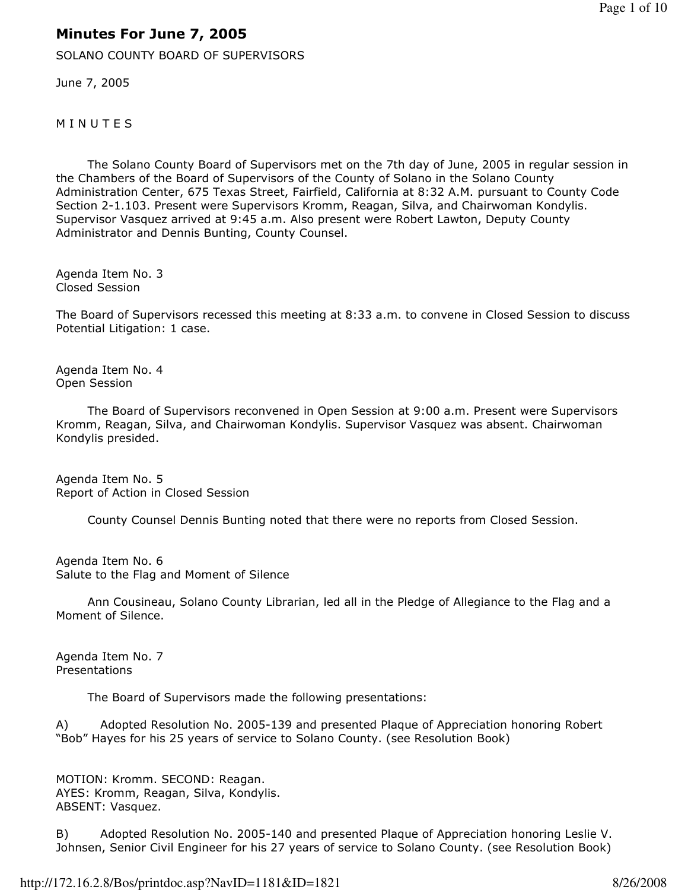# Minutes For June 7, 2005

SOLANO COUNTY BOARD OF SUPERVISORS

June 7, 2005

M I N U T E S

The Solano County Board of Supervisors met on the 7th day of June, 2005 in regular session in the Chambers of the Board of Supervisors of the County of Solano in the Solano County Administration Center, 675 Texas Street, Fairfield, California at 8:32 A.M. pursuant to County Code Section 2-1.103. Present were Supervisors Kromm, Reagan, Silva, and Chairwoman Kondylis. Supervisor Vasquez arrived at 9:45 a.m. Also present were Robert Lawton, Deputy County Administrator and Dennis Bunting, County Counsel.

Agenda Item No. 3
Closed Session

The Board of Supervisors recessed this meeting at 8:33 a.m. to convene in Closed Session to discuss Potential Litigation: 1 case.

Agenda Item No. 4
Open Session

The Board of Supervisors reconvened in Open Session at 9:00 a.m. Present were Supervisors Kromm, Reagan, Silva, and Chairwoman Kondylis. Supervisor Vasquez was absent. Chairwoman Kondylis presided.

Agenda Item No. 5
Report of Action in Closed Session

County Counsel Dennis Bunting noted that there were no reports from Closed Session.

Agenda Item No. 6
Salute to the Flag and Moment of Silence

Ann Cousineau, Solano County Librarian, led all in the Pledge of Allegiance to the Flag and a Moment of Silence.

Agenda Item No. 7
Presentations

The Board of Supervisors made the following presentations:

A) Adopted Resolution No. 2005-139 and presented Plaque of Appreciation honoring Robert "Bob" Hayes for his 25 years of service to Solano County. (see Resolution Book)

MOTION: Kromm. SECOND: Reagan.
AYES: Kromm, Reagan, Silva, Kondylis.
ABSENT: Vasquez.

B) Adopted Resolution No. 2005-140 and presented Plaque of Appreciation honoring Leslie V. Johnsen, Senior Civil Engineer for his 27 years of service to Solano County. (see Resolution Book)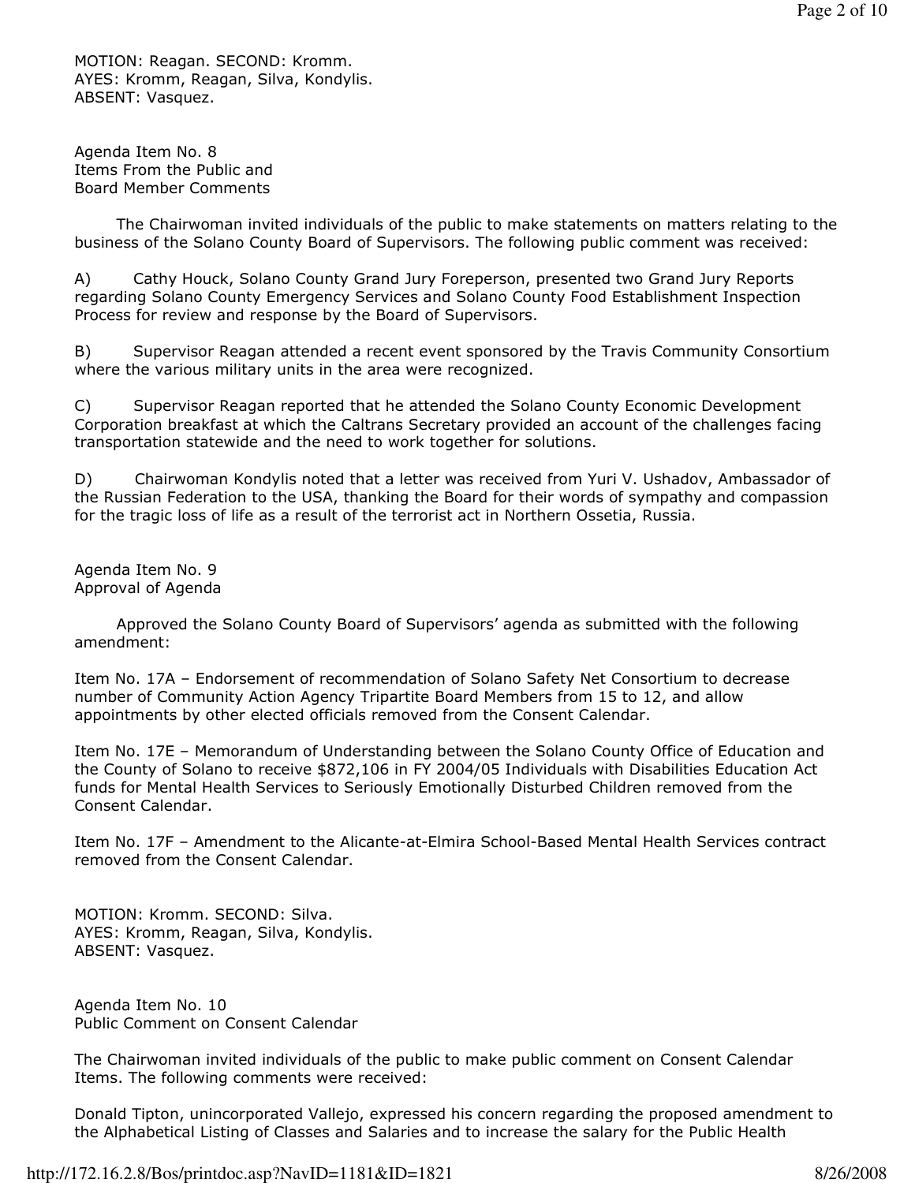MOTION: Reagan. SECOND: Kromm.
AYES: Kromm, Reagan, Silva, Kondylis.
ABSENT: Vasquez.

Agenda Item No. 8
Items From the Public and
Board Member Comments

The Chairwoman invited individuals of the public to make statements on matters relating to the business of the Solano County Board of Supervisors. The following public comment was received:

A) Cathy Houck, Solano County Grand Jury Foreperson, presented two Grand Jury Reports regarding Solano County Emergency Services and Solano County Food Establishment Inspection Process for review and response by the Board of Supervisors.

B) Supervisor Reagan attended a recent event sponsored by the Travis Community Consortium where the various military units in the area were recognized.

C) Supervisor Reagan reported that he attended the Solano County Economic Development Corporation breakfast at which the Caltrans Secretary provided an account of the challenges facing transportation statewide and the need to work together for solutions.

D) Chairwoman Kondylis noted that a letter was received from Yuri V. Ushadov, Ambassador of the Russian Federation to the USA, thanking the Board for their words of sympathy and compassion for the tragic loss of life as a result of the terrorist act in Northern Ossetia, Russia.

Agenda Item No. 9
Approval of Agenda

Approved the Solano County Board of Supervisors' agenda as submitted with the following amendment:

Item No. 17A – Endorsement of recommendation of Solano Safety Net Consortium to decrease number of Community Action Agency Tripartite Board Members from 15 to 12, and allow appointments by other elected officials removed from the Consent Calendar.

Item No. 17E – Memorandum of Understanding between the Solano County Office of Education and the County of Solano to receive $872,106 in FY 2004/05 Individuals with Disabilities Education Act funds for Mental Health Services to Seriously Emotionally Disturbed Children removed from the Consent Calendar.

Item No. 17F – Amendment to the Alicante-at-Elmira School-Based Mental Health Services contract removed from the Consent Calendar.

MOTION: Kromm. SECOND: Silva.
AYES: Kromm, Reagan, Silva, Kondylis.
ABSENT: Vasquez.

Agenda Item No. 10
Public Comment on Consent Calendar

The Chairwoman invited individuals of the public to make public comment on Consent Calendar Items. The following comments were received:

Donald Tipton, unincorporated Vallejo, expressed his concern regarding the proposed amendment to the Alphabetical Listing of Classes and Salaries and to increase the salary for the Public Health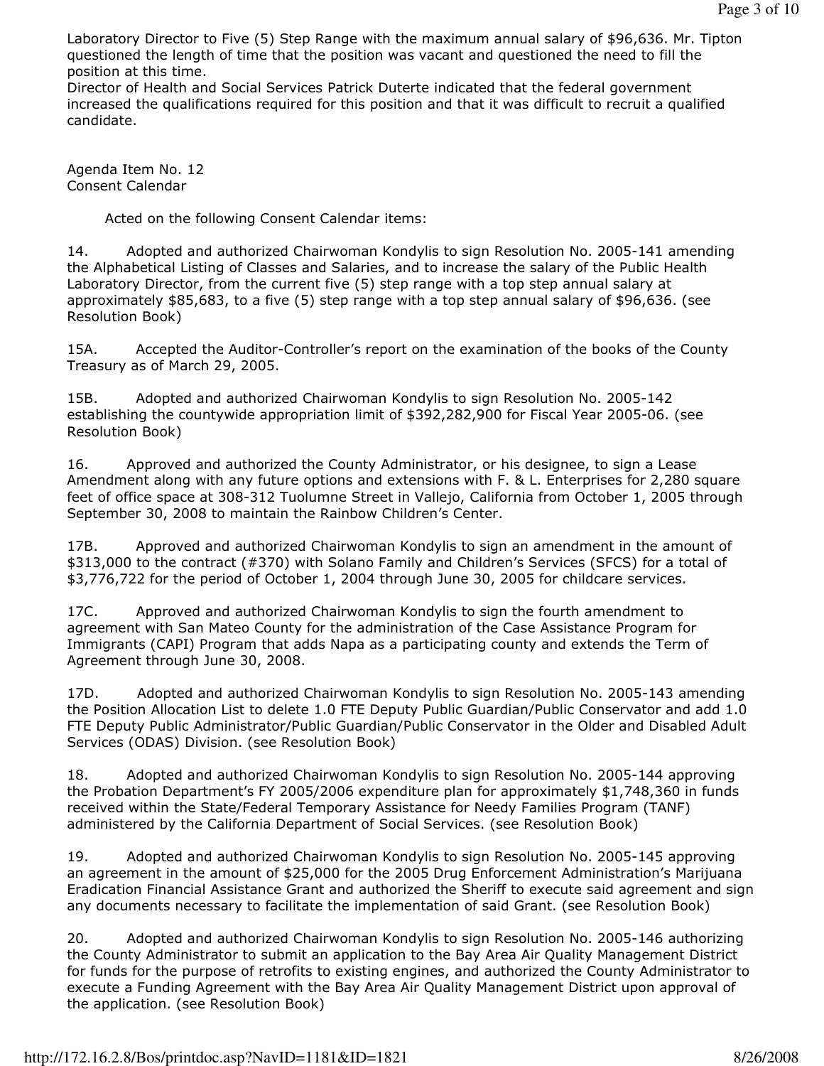Laboratory Director to Five (5) Step Range with the maximum annual salary of $96,636. Mr. Tipton questioned the length of time that the position was vacant and questioned the need to fill the position at this time.

Director of Health and Social Services Patrick Duterte indicated that the federal government increased the qualifications required for this position and that it was difficult to recruit a qualified candidate.

Agenda Item No. 12
Consent Calendar

Acted on the following Consent Calendar items:

14. Adopted and authorized Chairwoman Kondylis to sign Resolution No. 2005-141 amending the Alphabetical Listing of Classes and Salaries, and to increase the salary of the Public Health Laboratory Director, from the current five (5) step range with a top step annual salary at approximately $85,683, to a five (5) step range with a top step annual salary of $96,636. (see Resolution Book)

15A. Accepted the Auditor-Controller's report on the examination of the books of the County Treasury as of March 29, 2005.

15B. Adopted and authorized Chairwoman Kondylis to sign Resolution No. 2005-142 establishing the countywide appropriation limit of $392,282,900 for Fiscal Year 2005-06. (see Resolution Book)

16. Approved and authorized the County Administrator, or his designee, to sign a Lease Amendment along with any future options and extensions with F. & L. Enterprises for 2,280 square feet of office space at 308-312 Tuolumne Street in Vallejo, California from October 1, 2005 through September 30, 2008 to maintain the Rainbow Children's Center.

17B. Approved and authorized Chairwoman Kondylis to sign an amendment in the amount of $313,000 to the contract (#370) with Solano Family and Children's Services (SFCS) for a total of $3,776,722 for the period of October 1, 2004 through June 30, 2005 for childcare services.

17C. Approved and authorized Chairwoman Kondylis to sign the fourth amendment to agreement with San Mateo County for the administration of the Case Assistance Program for Immigrants (CAPI) Program that adds Napa as a participating county and extends the Term of Agreement through June 30, 2008.

17D. Adopted and authorized Chairwoman Kondylis to sign Resolution No. 2005-143 amending the Position Allocation List to delete 1.0 FTE Deputy Public Guardian/Public Conservator and add 1.0 FTE Deputy Public Administrator/Public Guardian/Public Conservator in the Older and Disabled Adult Services (ODAS) Division. (see Resolution Book)

18. Adopted and authorized Chairwoman Kondylis to sign Resolution No. 2005-144 approving the Probation Department's FY 2005/2006 expenditure plan for approximately $1,748,360 in funds received within the State/Federal Temporary Assistance for Needy Families Program (TANF) administered by the California Department of Social Services. (see Resolution Book)

19. Adopted and authorized Chairwoman Kondylis to sign Resolution No. 2005-145 approving an agreement in the amount of $25,000 for the 2005 Drug Enforcement Administration's Marijuana Eradication Financial Assistance Grant and authorized the Sheriff to execute said agreement and sign any documents necessary to facilitate the implementation of said Grant. (see Resolution Book)

20. Adopted and authorized Chairwoman Kondylis to sign Resolution No. 2005-146 authorizing the County Administrator to submit an application to the Bay Area Air Quality Management District for funds for the purpose of retrofits to existing engines, and authorized the County Administrator to execute a Funding Agreement with the Bay Area Air Quality Management District upon approval of the application. (see Resolution Book)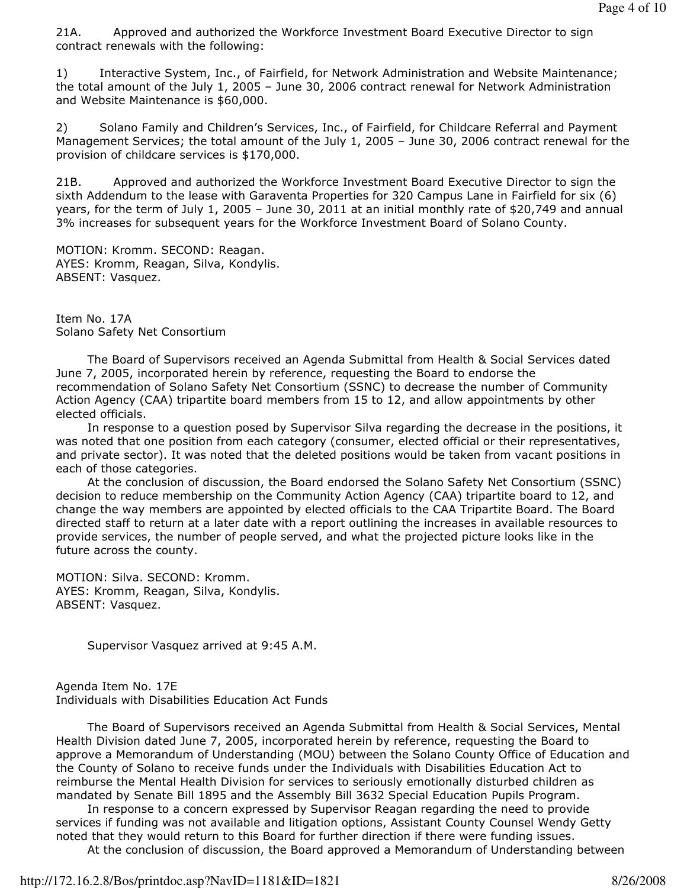21A. Approved and authorized the Workforce Investment Board Executive Director to sign contract renewals with the following:

1) Interactive System, Inc., of Fairfield, for Network Administration and Website Maintenance; the total amount of the July 1, 2005 – June 30, 2006 contract renewal for Network Administration and Website Maintenance is $60,000.

2) Solano Family and Children's Services, Inc., of Fairfield, for Childcare Referral and Payment Management Services; the total amount of the July 1, 2005 – June 30, 2006 contract renewal for the provision of childcare services is $170,000.

21B. Approved and authorized the Workforce Investment Board Executive Director to sign the sixth Addendum to the lease with Garaventa Properties for 320 Campus Lane in Fairfield for six (6) years, for the term of July 1, 2005 – June 30, 2011 at an initial monthly rate of $20,749 and annual 3% increases for subsequent years for the Workforce Investment Board of Solano County.

MOTION: Kromm. SECOND: Reagan.
AYES: Kromm, Reagan, Silva, Kondylis.
ABSENT: Vasquez.

Item No. 17A
Solano Safety Net Consortium

The Board of Supervisors received an Agenda Submittal from Health & Social Services dated June 7, 2005, incorporated herein by reference, requesting the Board to endorse the recommendation of Solano Safety Net Consortium (SSNC) to decrease the number of Community Action Agency (CAA) tripartite board members from 15 to 12, and allow appointments by other elected officials.

In response to a question posed by Supervisor Silva regarding the decrease in the positions, it was noted that one position from each category (consumer, elected official or their representatives, and private sector). It was noted that the deleted positions would be taken from vacant positions in each of those categories.

At the conclusion of discussion, the Board endorsed the Solano Safety Net Consortium (SSNC) decision to reduce membership on the Community Action Agency (CAA) tripartite board to 12, and change the way members are appointed by elected officials to the CAA Tripartite Board. The Board directed staff to return at a later date with a report outlining the increases in available resources to provide services, the number of people served, and what the projected picture looks like in the future across the county.

MOTION: Silva. SECOND: Kromm.
AYES: Kromm, Reagan, Silva, Kondylis.
ABSENT: Vasquez.

Supervisor Vasquez arrived at 9:45 A.M.

Agenda Item No. 17E
Individuals with Disabilities Education Act Funds

The Board of Supervisors received an Agenda Submittal from Health & Social Services, Mental Health Division dated June 7, 2005, incorporated herein by reference, requesting the Board to approve a Memorandum of Understanding (MOU) between the Solano County Office of Education and the County of Solano to receive funds under the Individuals with Disabilities Education Act to reimburse the Mental Health Division for services to seriously emotionally disturbed children as mandated by Senate Bill 1895 and the Assembly Bill 3632 Special Education Pupils Program.

In response to a concern expressed by Supervisor Reagan regarding the need to provide services if funding was not available and litigation options, Assistant County Counsel Wendy Getty noted that they would return to this Board for further direction if there were funding issues.

At the conclusion of discussion, the Board approved a Memorandum of Understanding between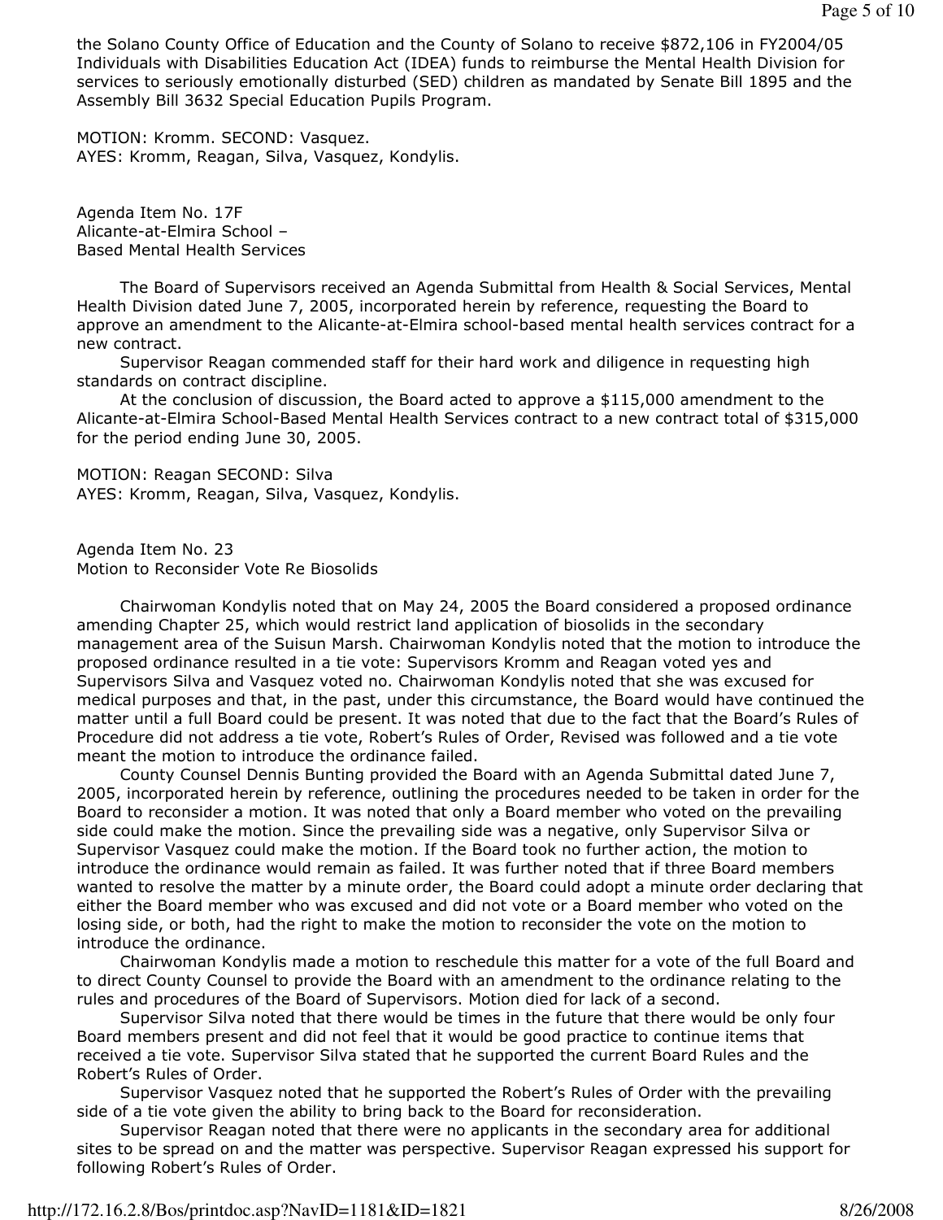the Solano County Office of Education and the County of Solano to receive $872,106 in FY2004/05 Individuals with Disabilities Education Act (IDEA) funds to reimburse the Mental Health Division for services to seriously emotionally disturbed (SED) children as mandated by Senate Bill 1895 and the Assembly Bill 3632 Special Education Pupils Program.

MOTION: Kromm. SECOND: Vasquez.
AYES: Kromm, Reagan, Silva, Vasquez, Kondylis.

Agenda Item No. 17F
Alicante-at-Elmira School –
Based Mental Health Services

The Board of Supervisors received an Agenda Submittal from Health & Social Services, Mental Health Division dated June 7, 2005, incorporated herein by reference, requesting the Board to approve an amendment to the Alicante-at-Elmira school-based mental health services contract for a new contract.

Supervisor Reagan commended staff for their hard work and diligence in requesting high standards on contract discipline.

At the conclusion of discussion, the Board acted to approve a $115,000 amendment to the Alicante-at-Elmira School-Based Mental Health Services contract to a new contract total of $315,000 for the period ending June 30, 2005.

MOTION: Reagan SECOND: Silva
AYES: Kromm, Reagan, Silva, Vasquez, Kondylis.

Agenda Item No. 23
Motion to Reconsider Vote Re Biosolids

Chairwoman Kondylis noted that on May 24, 2005 the Board considered a proposed ordinance amending Chapter 25, which would restrict land application of biosolids in the secondary management area of the Suisun Marsh. Chairwoman Kondylis noted that the motion to introduce the proposed ordinance resulted in a tie vote: Supervisors Kromm and Reagan voted yes and Supervisors Silva and Vasquez voted no. Chairwoman Kondylis noted that she was excused for medical purposes and that, in the past, under this circumstance, the Board would have continued the matter until a full Board could be present. It was noted that due to the fact that the Board's Rules of Procedure did not address a tie vote, Robert's Rules of Order, Revised was followed and a tie vote meant the motion to introduce the ordinance failed.

County Counsel Dennis Bunting provided the Board with an Agenda Submittal dated June 7, 2005, incorporated herein by reference, outlining the procedures needed to be taken in order for the Board to reconsider a motion. It was noted that only a Board member who voted on the prevailing side could make the motion. Since the prevailing side was a negative, only Supervisor Silva or Supervisor Vasquez could make the motion. If the Board took no further action, the motion to introduce the ordinance would remain as failed. It was further noted that if three Board members wanted to resolve the matter by a minute order, the Board could adopt a minute order declaring that either the Board member who was excused and did not vote or a Board member who voted on the losing side, or both, had the right to make the motion to reconsider the vote on the motion to introduce the ordinance.

Chairwoman Kondylis made a motion to reschedule this matter for a vote of the full Board and to direct County Counsel to provide the Board with an amendment to the ordinance relating to the rules and procedures of the Board of Supervisors. Motion died for lack of a second.

Supervisor Silva noted that there would be times in the future that there would be only four Board members present and did not feel that it would be good practice to continue items that received a tie vote. Supervisor Silva stated that he supported the current Board Rules and the Robert's Rules of Order.

Supervisor Vasquez noted that he supported the Robert's Rules of Order with the prevailing side of a tie vote given the ability to bring back to the Board for reconsideration.

Supervisor Reagan noted that there were no applicants in the secondary area for additional sites to be spread on and the matter was perspective. Supervisor Reagan expressed his support for following Robert's Rules of Order.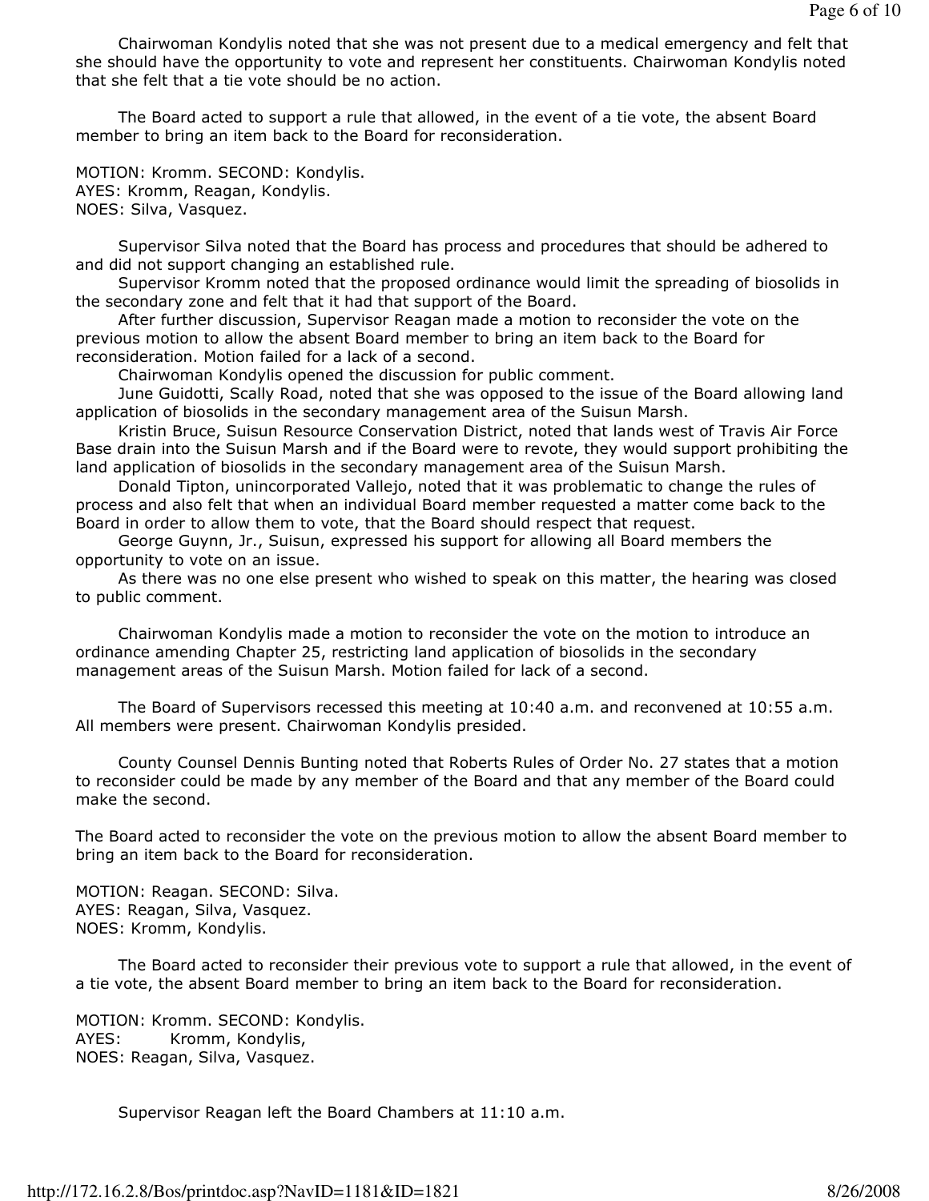Chairwoman Kondylis noted that she was not present due to a medical emergency and felt that she should have the opportunity to vote and represent her constituents. Chairwoman Kondylis noted that she felt that a tie vote should be no action.

The Board acted to support a rule that allowed, in the event of a tie vote, the absent Board member to bring an item back to the Board for reconsideration.

MOTION: Kromm. SECOND: Kondylis.
AYES: Kromm, Reagan, Kondylis.
NOES: Silva, Vasquez.

Supervisor Silva noted that the Board has process and procedures that should be adhered to and did not support changing an established rule.

Supervisor Kromm noted that the proposed ordinance would limit the spreading of biosolids in the secondary zone and felt that it had that support of the Board.

After further discussion, Supervisor Reagan made a motion to reconsider the vote on the previous motion to allow the absent Board member to bring an item back to the Board for reconsideration. Motion failed for a lack of a second.

Chairwoman Kondylis opened the discussion for public comment.

June Guidotti, Scally Road, noted that she was opposed to the issue of the Board allowing land application of biosolids in the secondary management area of the Suisun Marsh.

Kristin Bruce, Suisun Resource Conservation District, noted that lands west of Travis Air Force Base drain into the Suisun Marsh and if the Board were to revote, they would support prohibiting the land application of biosolids in the secondary management area of the Suisun Marsh.

Donald Tipton, unincorporated Vallejo, noted that it was problematic to change the rules of process and also felt that when an individual Board member requested a matter come back to the Board in order to allow them to vote, that the Board should respect that request.

George Guynn, Jr., Suisun, expressed his support for allowing all Board members the opportunity to vote on an issue.

As there was no one else present who wished to speak on this matter, the hearing was closed to public comment.

Chairwoman Kondylis made a motion to reconsider the vote on the motion to introduce an ordinance amending Chapter 25, restricting land application of biosolids in the secondary management areas of the Suisun Marsh. Motion failed for lack of a second.

The Board of Supervisors recessed this meeting at 10:40 a.m. and reconvened at 10:55 a.m. All members were present. Chairwoman Kondylis presided.

County Counsel Dennis Bunting noted that Roberts Rules of Order No. 27 states that a motion to reconsider could be made by any member of the Board and that any member of the Board could make the second.

The Board acted to reconsider the vote on the previous motion to allow the absent Board member to bring an item back to the Board for reconsideration.

MOTION: Reagan. SECOND: Silva.
AYES: Reagan, Silva, Vasquez.
NOES: Kromm, Kondylis.

The Board acted to reconsider their previous vote to support a rule that allowed, in the event of a tie vote, the absent Board member to bring an item back to the Board for reconsideration.

MOTION: Kromm. SECOND: Kondylis.
AYES: Kromm, Kondylis,
NOES: Reagan, Silva, Vasquez.

Supervisor Reagan left the Board Chambers at 11:10 a.m.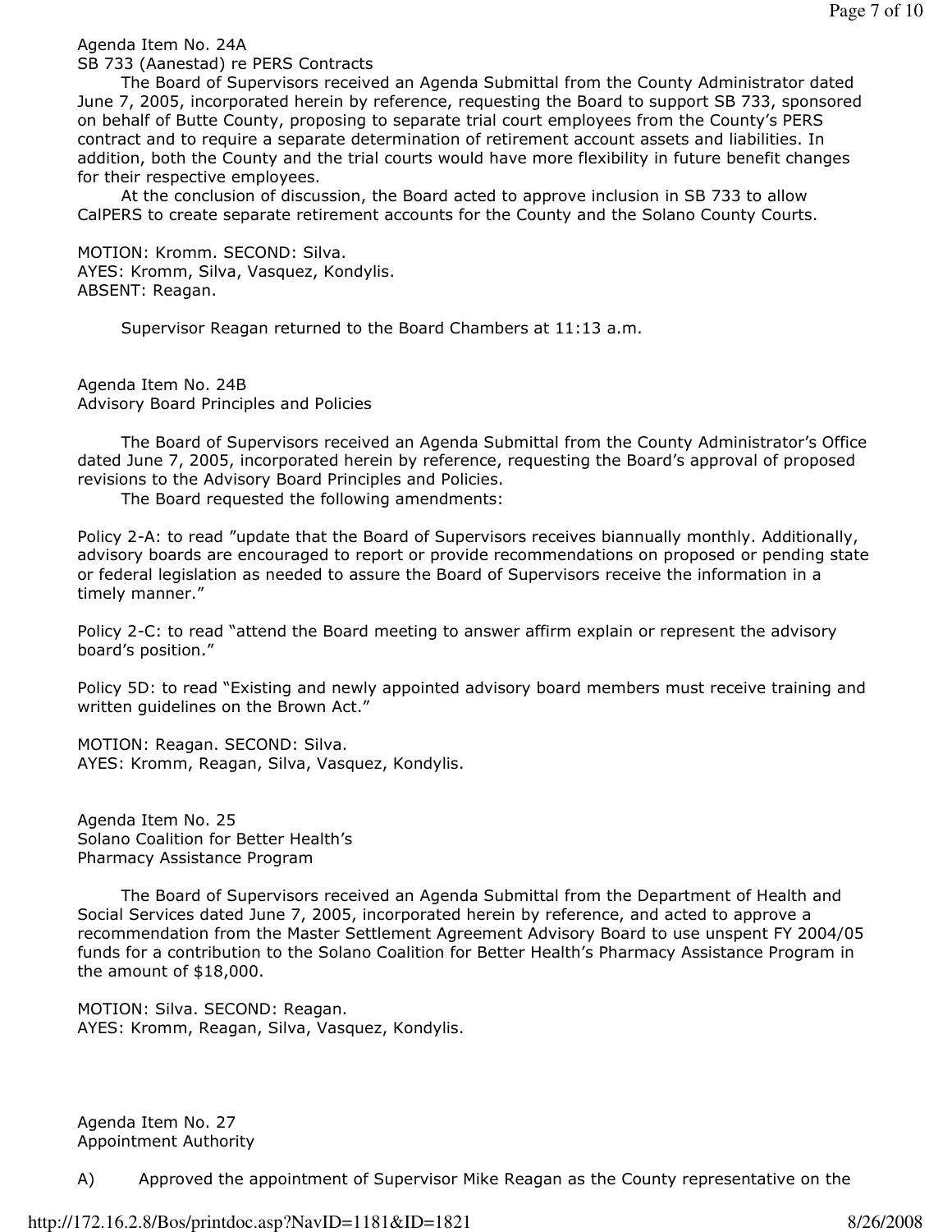Agenda Item No. 24A
SB 733 (Aanestad) re PERS Contracts

The Board of Supervisors received an Agenda Submittal from the County Administrator dated June 7, 2005, incorporated herein by reference, requesting the Board to support SB 733, sponsored on behalf of Butte County, proposing to separate trial court employees from the County's PERS contract and to require a separate determination of retirement account assets and liabilities. In addition, both the County and the trial courts would have more flexibility in future benefit changes for their respective employees.

At the conclusion of discussion, the Board acted to approve inclusion in SB 733 to allow CalPERS to create separate retirement accounts for the County and the Solano County Courts.

MOTION: Kromm. SECOND: Silva.
AYES: Kromm, Silva, Vasquez, Kondylis.
ABSENT: Reagan.

Supervisor Reagan returned to the Board Chambers at 11:13 a.m.

Agenda Item No. 24B
Advisory Board Principles and Policies

The Board of Supervisors received an Agenda Submittal from the County Administrator's Office dated June 7, 2005, incorporated herein by reference, requesting the Board's approval of proposed revisions to the Advisory Board Principles and Policies.

The Board requested the following amendments:

Policy 2-A: to read "update that the Board of Supervisors receives biannually monthly. Additionally, advisory boards are encouraged to report or provide recommendations on proposed or pending state or federal legislation as needed to assure the Board of Supervisors receive the information in a timely manner."

Policy 2-C: to read "attend the Board meeting to answer affirm explain or represent the advisory board's position."

Policy 5D: to read "Existing and newly appointed advisory board members must receive training and written guidelines on the Brown Act."

MOTION: Reagan. SECOND: Silva.
AYES: Kromm, Reagan, Silva, Vasquez, Kondylis.

Agenda Item No. 25
Solano Coalition for Better Health's
Pharmacy Assistance Program

The Board of Supervisors received an Agenda Submittal from the Department of Health and Social Services dated June 7, 2005, incorporated herein by reference, and acted to approve a recommendation from the Master Settlement Agreement Advisory Board to use unspent FY 2004/05 funds for a contribution to the Solano Coalition for Better Health's Pharmacy Assistance Program in the amount of $18,000.

MOTION: Silva. SECOND: Reagan.
AYES: Kromm, Reagan, Silva, Vasquez, Kondylis.

Agenda Item No. 27
Appointment Authority

A) Approved the appointment of Supervisor Mike Reagan as the County representative on the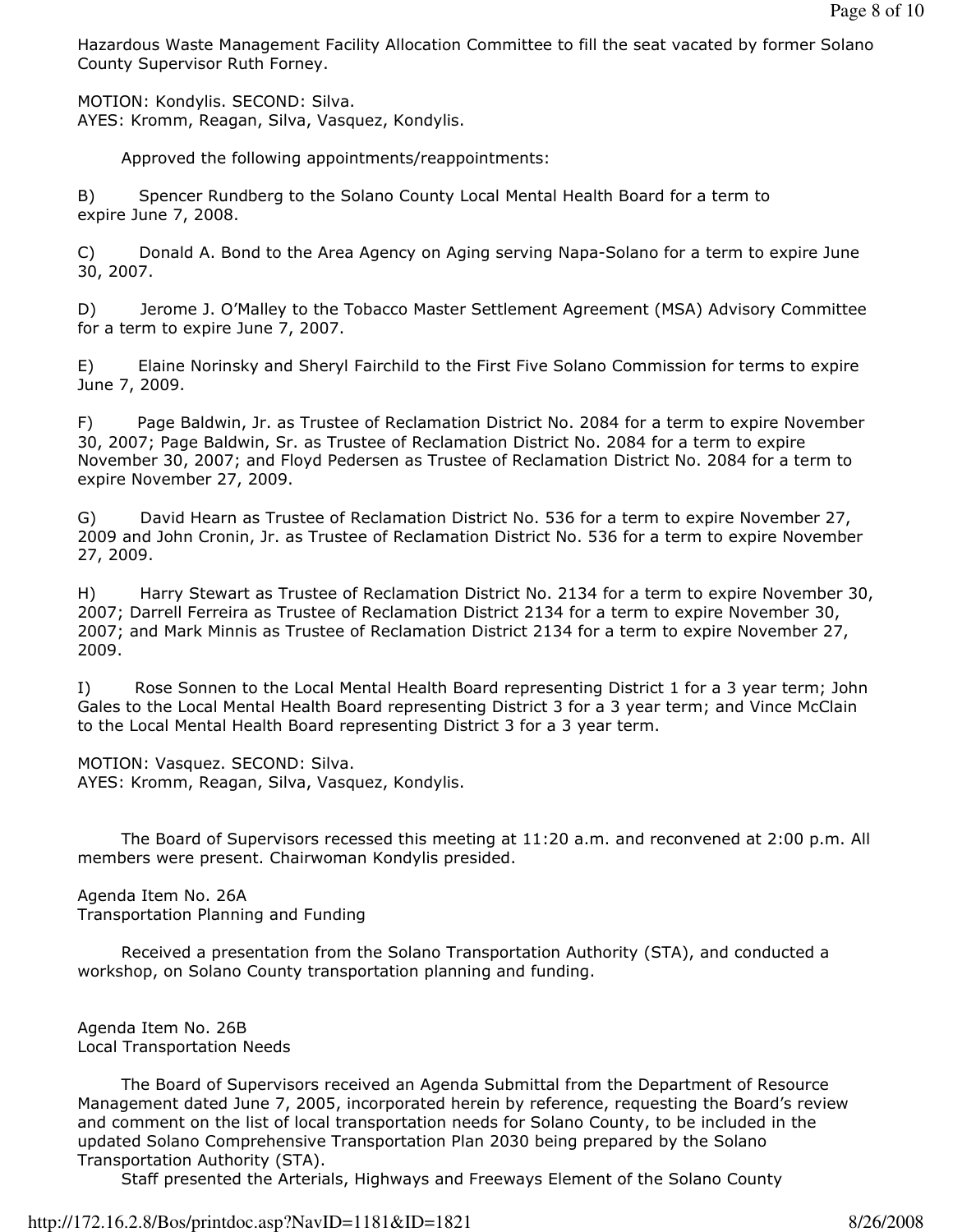Hazardous Waste Management Facility Allocation Committee to fill the seat vacated by former Solano County Supervisor Ruth Forney.

MOTION: Kondylis. SECOND: Silva.
AYES: Kromm, Reagan, Silva, Vasquez, Kondylis.

Approved the following appointments/reappointments:

B) Spencer Rundberg to the Solano County Local Mental Health Board for a term to expire June 7, 2008.

C) Donald A. Bond to the Area Agency on Aging serving Napa-Solano for a term to expire June 30, 2007.

D) Jerome J. O'Malley to the Tobacco Master Settlement Agreement (MSA) Advisory Committee for a term to expire June 7, 2007.

E) Elaine Norinsky and Sheryl Fairchild to the First Five Solano Commission for terms to expire June 7, 2009.

F) Page Baldwin, Jr. as Trustee of Reclamation District No. 2084 for a term to expire November 30, 2007; Page Baldwin, Sr. as Trustee of Reclamation District No. 2084 for a term to expire November 30, 2007; and Floyd Pedersen as Trustee of Reclamation District No. 2084 for a term to expire November 27, 2009.

G) David Hearn as Trustee of Reclamation District No. 536 for a term to expire November 27, 2009 and John Cronin, Jr. as Trustee of Reclamation District No. 536 for a term to expire November 27, 2009.

H) Harry Stewart as Trustee of Reclamation District No. 2134 for a term to expire November 30, 2007; Darrell Ferreira as Trustee of Reclamation District 2134 for a term to expire November 30, 2007; and Mark Minnis as Trustee of Reclamation District 2134 for a term to expire November 27, 2009.

I) Rose Sonnen to the Local Mental Health Board representing District 1 for a 3 year term; John Gales to the Local Mental Health Board representing District 3 for a 3 year term; and Vince McClain to the Local Mental Health Board representing District 3 for a 3 year term.

MOTION: Vasquez. SECOND: Silva.
AYES: Kromm, Reagan, Silva, Vasquez, Kondylis.

The Board of Supervisors recessed this meeting at 11:20 a.m. and reconvened at 2:00 p.m. All members were present. Chairwoman Kondylis presided.

Agenda Item No. 26A
Transportation Planning and Funding

Received a presentation from the Solano Transportation Authority (STA), and conducted a workshop, on Solano County transportation planning and funding.

Agenda Item No. 26B
Local Transportation Needs

The Board of Supervisors received an Agenda Submittal from the Department of Resource Management dated June 7, 2005, incorporated herein by reference, requesting the Board's review and comment on the list of local transportation needs for Solano County, to be included in the updated Solano Comprehensive Transportation Plan 2030 being prepared by the Solano Transportation Authority (STA).

Staff presented the Arterials, Highways and Freeways Element of the Solano County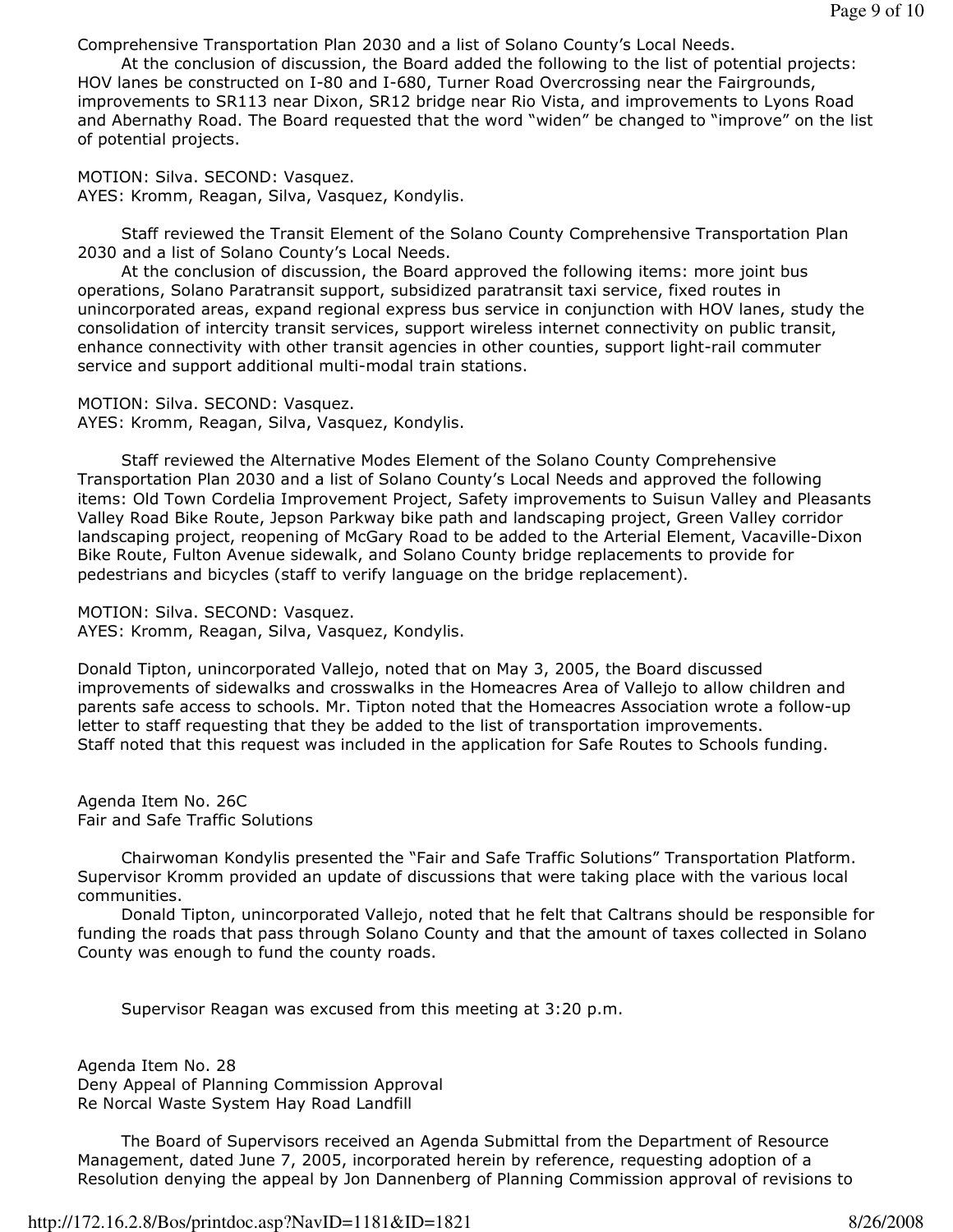Comprehensive Transportation Plan 2030 and a list of Solano County's Local Needs.

At the conclusion of discussion, the Board added the following to the list of potential projects: HOV lanes be constructed on I-80 and I-680, Turner Road Overcrossing near the Fairgrounds, improvements to SR113 near Dixon, SR12 bridge near Rio Vista, and improvements to Lyons Road and Abernathy Road. The Board requested that the word "widen" be changed to "improve" on the list of potential projects.

MOTION: Silva. SECOND: Vasquez.
AYES: Kromm, Reagan, Silva, Vasquez, Kondylis.

Staff reviewed the Transit Element of the Solano County Comprehensive Transportation Plan 2030 and a list of Solano County's Local Needs.

At the conclusion of discussion, the Board approved the following items: more joint bus operations, Solano Paratransit support, subsidized paratransit taxi service, fixed routes in unincorporated areas, expand regional express bus service in conjunction with HOV lanes, study the consolidation of intercity transit services, support wireless internet connectivity on public transit, enhance connectivity with other transit agencies in other counties, support light-rail commuter service and support additional multi-modal train stations.

MOTION: Silva. SECOND: Vasquez.
AYES: Kromm, Reagan, Silva, Vasquez, Kondylis.

Staff reviewed the Alternative Modes Element of the Solano County Comprehensive Transportation Plan 2030 and a list of Solano County's Local Needs and approved the following items: Old Town Cordelia Improvement Project, Safety improvements to Suisun Valley and Pleasants Valley Road Bike Route, Jepson Parkway bike path and landscaping project, Green Valley corridor landscaping project, reopening of McGary Road to be added to the Arterial Element, Vacaville-Dixon Bike Route, Fulton Avenue sidewalk, and Solano County bridge replacements to provide for pedestrians and bicycles (staff to verify language on the bridge replacement).

MOTION: Silva. SECOND: Vasquez.
AYES: Kromm, Reagan, Silva, Vasquez, Kondylis.

Donald Tipton, unincorporated Vallejo, noted that on May 3, 2005, the Board discussed improvements of sidewalks and crosswalks in the Homeacres Area of Vallejo to allow children and parents safe access to schools. Mr. Tipton noted that the Homeacres Association wrote a follow-up letter to staff requesting that they be added to the list of transportation improvements.
Staff noted that this request was included in the application for Safe Routes to Schools funding.

Agenda Item No. 26C
Fair and Safe Traffic Solutions

Chairwoman Kondylis presented the "Fair and Safe Traffic Solutions" Transportation Platform. Supervisor Kromm provided an update of discussions that were taking place with the various local communities.

Donald Tipton, unincorporated Vallejo, noted that he felt that Caltrans should be responsible for funding the roads that pass through Solano County and that the amount of taxes collected in Solano County was enough to fund the county roads.

Supervisor Reagan was excused from this meeting at 3:20 p.m.

Agenda Item No. 28
Deny Appeal of Planning Commission Approval
Re Norcal Waste System Hay Road Landfill

The Board of Supervisors received an Agenda Submittal from the Department of Resource Management, dated June 7, 2005, incorporated herein by reference, requesting adoption of a Resolution denying the appeal by Jon Dannenberg of Planning Commission approval of revisions to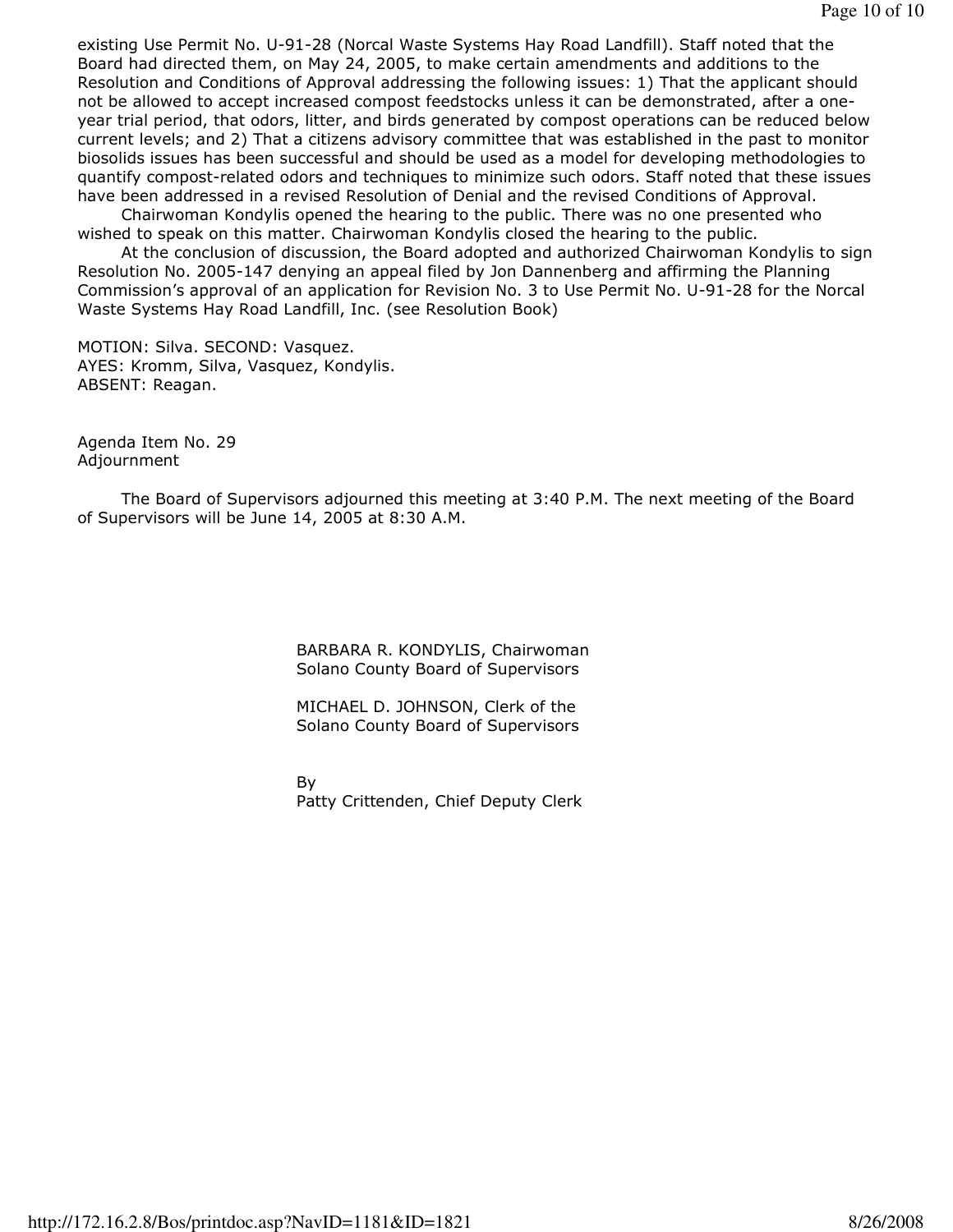existing Use Permit No. U-91-28 (Norcal Waste Systems Hay Road Landfill). Staff noted that the Board had directed them, on May 24, 2005, to make certain amendments and additions to the Resolution and Conditions of Approval addressing the following issues: 1) That the applicant should not be allowed to accept increased compost feedstocks unless it can be demonstrated, after a one-year trial period, that odors, litter, and birds generated by compost operations can be reduced below current levels; and 2) That a citizens advisory committee that was established in the past to monitor biosolids issues has been successful and should be used as a model for developing methodologies to quantify compost-related odors and techniques to minimize such odors. Staff noted that these issues have been addressed in a revised Resolution of Denial and the revised Conditions of Approval.

Chairwoman Kondylis opened the hearing to the public. There was no one presented who wished to speak on this matter. Chairwoman Kondylis closed the hearing to the public.

At the conclusion of discussion, the Board adopted and authorized Chairwoman Kondylis to sign Resolution No. 2005-147 denying an appeal filed by Jon Dannenberg and affirming the Planning Commission's approval of an application for Revision No. 3 to Use Permit No. U-91-28 for the Norcal Waste Systems Hay Road Landfill, Inc. (see Resolution Book)

MOTION: Silva. SECOND: Vasquez.
AYES: Kromm, Silva, Vasquez, Kondylis.
ABSENT: Reagan.

Agenda Item No. 29
Adjournment

The Board of Supervisors adjourned this meeting at 3:40 P.M. The next meeting of the Board of Supervisors will be June 14, 2005 at 8:30 A.M.

BARBARA R. KONDYLIS, Chairwoman
Solano County Board of Supervisors

MICHAEL D. JOHNSON, Clerk of the
Solano County Board of Supervisors

By
Patty Crittenden, Chief Deputy Clerk